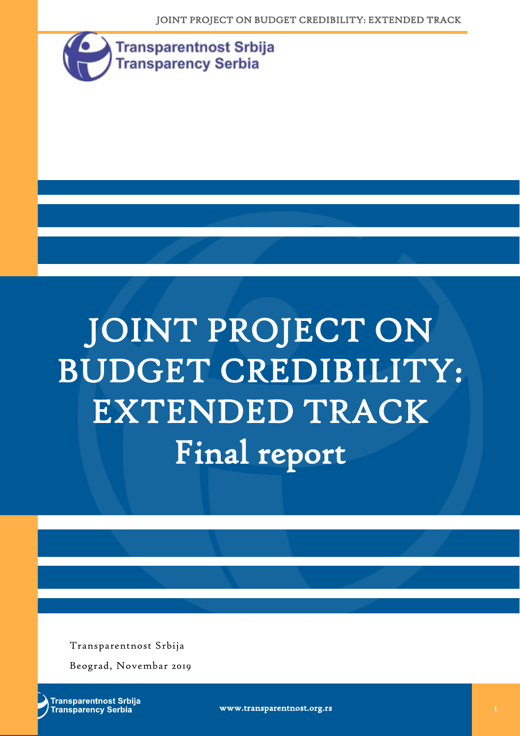Transparentnost Srbija
Transparency Serbia

# JOINT PROJECT ON BUDGET CREDIBILITY: EXTENDED TRACK

## Final report

Transparentnost Srbija

Beograd, Novembar 2019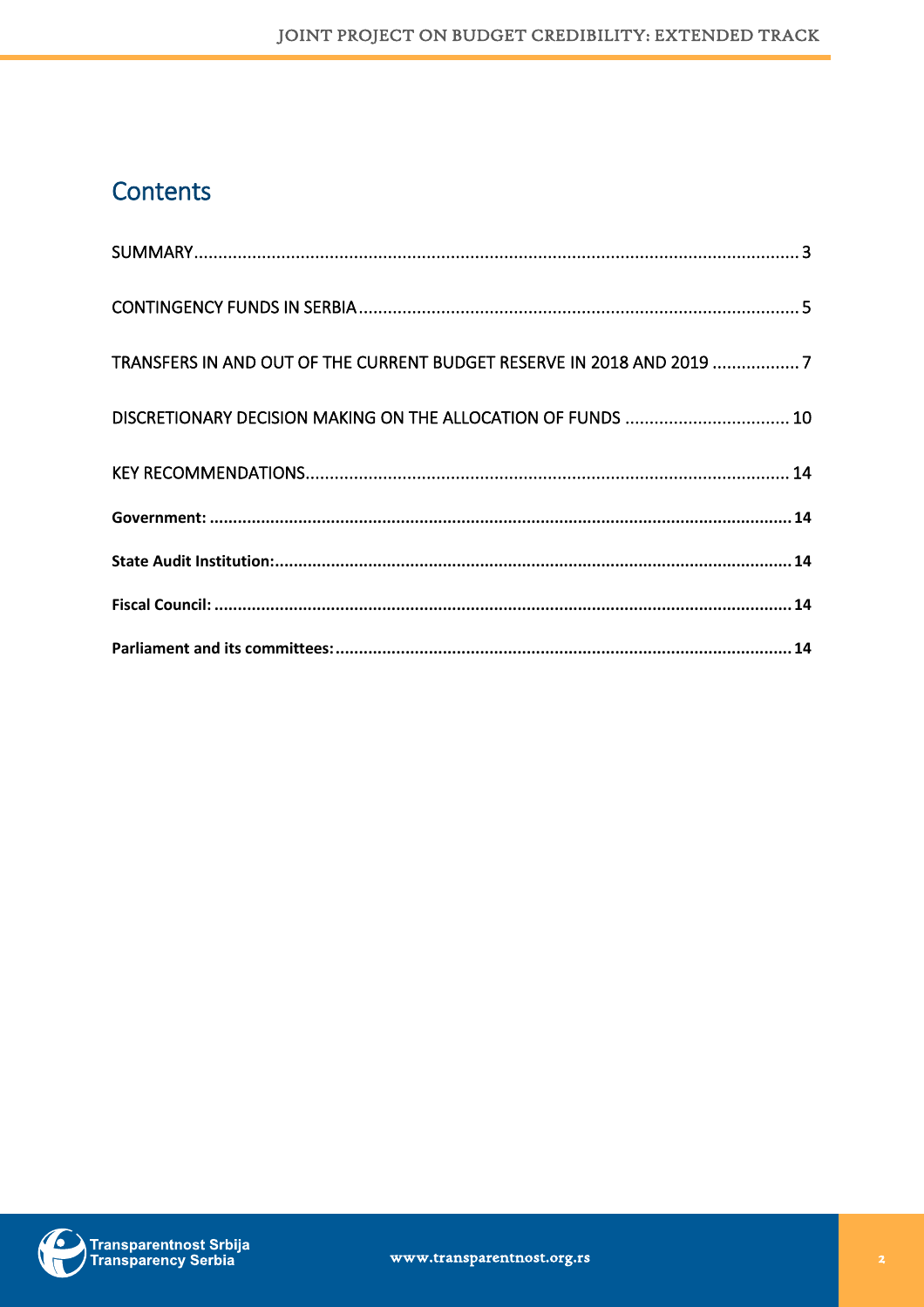# Contents

SUMMARY ........................................................................................................................ 3

CONTINGENCY FUNDS IN SERBIA ........................................................................................ 5

TRANSFERS IN AND OUT OF THE CURRENT BUDGET RESERVE IN 2018 AND 2019 .................. 7

DISCRETIONARY DECISION MAKING ON THE ALLOCATION OF FUNDS .................................. 10

KEY RECOMMENDATIONS ................................................................................................ 14

**Government:** ................................................................................................................ 14

**State Audit Institution:** ................................................................................................ 14

**Fiscal Council:** .............................................................................................................. 14

**Parliament and its committees:** .................................................................................... 14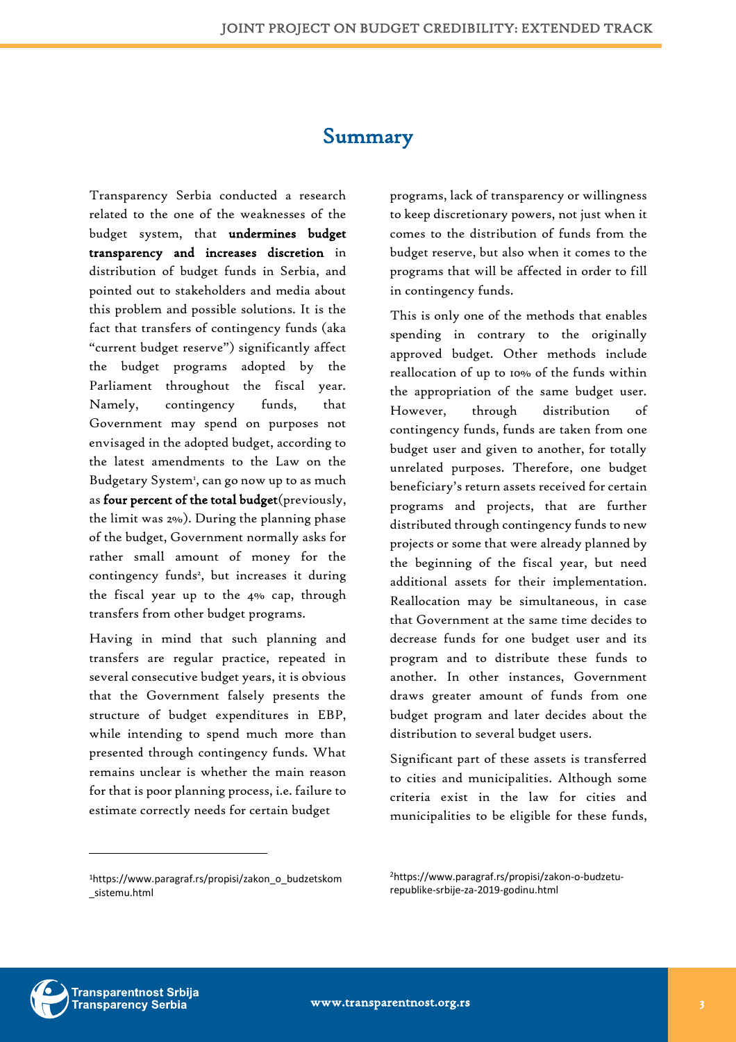# Summary

Transparency Serbia conducted a research related to the one of the weaknesses of the budget system, that **undermines budget transparency and increases discretion** in distribution of budget funds in Serbia, and pointed out to stakeholders and media about this problem and possible solutions. It is the fact that transfers of contingency funds (aka "current budget reserve") significantly affect the budget programs adopted by the Parliament throughout the fiscal year. Namely, contingency funds, that Government may spend on purposes not envisaged in the adopted budget, according to the latest amendments to the Law on the Budgetary System[1], can go now up to as much as **four percent of the total budget**(previously, the limit was 2%). During the planning phase of the budget, Government normally asks for rather small amount of money for the contingency funds[2], but increases it during the fiscal year up to the 4% cap, through transfers from other budget programs.

Having in mind that such planning and transfers are regular practice, repeated in several consecutive budget years, it is obvious that the Government falsely presents the structure of budget expenditures in EBP, while intending to spend much more than presented through contingency funds. What remains unclear is whether the main reason for that is poor planning process, i.e. failure to estimate correctly needs for certain budget programs, lack of transparency or willingness to keep discretionary powers, not just when it comes to the distribution of funds from the budget reserve, but also when it comes to the programs that will be affected in order to fill in contingency funds.

This is only one of the methods that enables spending in contrary to the originally approved budget. Other methods include reallocation of up to 10% of the funds within the appropriation of the same budget user. However, through distribution of contingency funds, funds are taken from one budget user and given to another, for totally unrelated purposes. Therefore, one budget beneficiary's return assets received for certain programs and projects, that are further distributed through contingency funds to new projects or some that were already planned by the beginning of the fiscal year, but need additional assets for their implementation. Reallocation may be simultaneous, in case that Government at the same time decides to decrease funds for one budget user and its program and to distribute these funds to another. In other instances, Government draws greater amount of funds from one budget program and later decides about the distribution to several budget users.

Significant part of these assets is transferred to cities and municipalities. Although some criteria exist in the law for cities and municipalities to be eligible for these funds,

---

[1] https://www.paragraf.rs/propisi/zakon_o_budzetskom_sistemu.html

[2] https://www.paragraf.rs/propisi/zakon-o-budzetu-republike-srbije-za-2019-godinu.html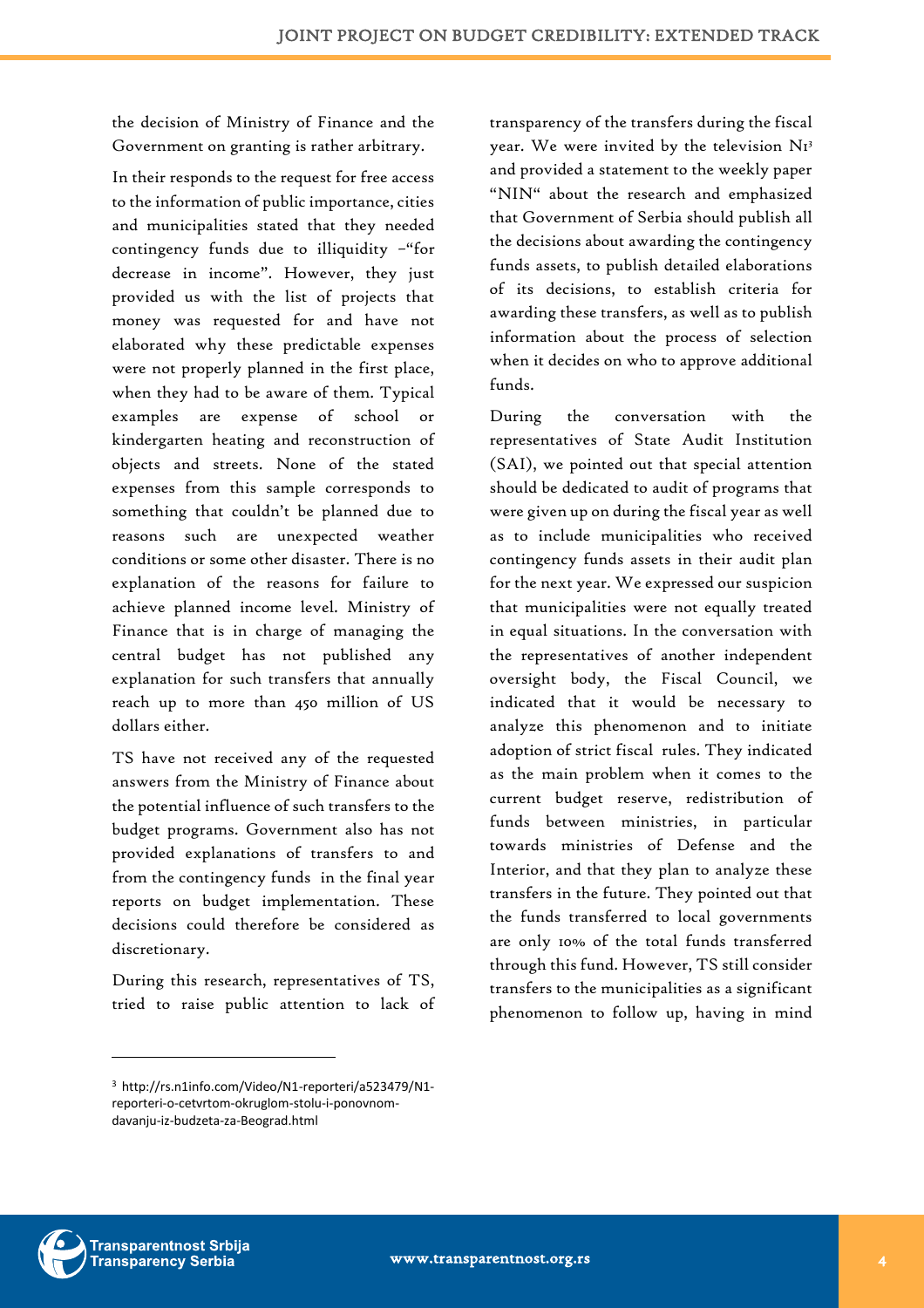the decision of Ministry of Finance and the Government on granting is rather arbitrary.

In their responds to the request for free access to the information of public importance, cities and municipalities stated that they needed contingency funds due to illiquidity –"for decrease in income". However, they just provided us with the list of projects that money was requested for and have not elaborated why these predictable expenses were not properly planned in the first place, when they had to be aware of them. Typical examples are expense of school or kindergarten heating and reconstruction of objects and streets. None of the stated expenses from this sample corresponds to something that couldn't be planned due to reasons such are unexpected weather conditions or some other disaster. There is no explanation of the reasons for failure to achieve planned income level. Ministry of Finance that is in charge of managing the central budget has not published any explanation for such transfers that annually reach up to more than 450 million of US dollars either.

TS have not received any of the requested answers from the Ministry of Finance about the potential influence of such transfers to the budget programs. Government also has not provided explanations of transfers to and from the contingency funds in the final year reports on budget implementation. These decisions could therefore be considered as discretionary.

During this research, representatives of TS, tried to raise public attention to lack of transparency of the transfers during the fiscal year. We were invited by the television N1[3] and provided a statement to the weekly paper "NIN" about the research and emphasized that Government of Serbia should publish all the decisions about awarding the contingency funds assets, to publish detailed elaborations of its decisions, to establish criteria for awarding these transfers, as well as to publish information about the process of selection when it decides on who to approve additional funds.

During the conversation with the representatives of State Audit Institution (SAI), we pointed out that special attention should be dedicated to audit of programs that were given up on during the fiscal year as well as to include municipalities who received contingency funds assets in their audit plan for the next year. We expressed our suspicion that municipalities were not equally treated in equal situations. In the conversation with the representatives of another independent oversight body, the Fiscal Council, we indicated that it would be necessary to analyze this phenomenon and to initiate adoption of strict fiscal rules. They indicated as the main problem when it comes to the current budget reserve, redistribution of funds between ministries, in particular towards ministries of Defense and the Interior, and that they plan to analyze these transfers in the future. They pointed out that the funds transferred to local governments are only 10% of the total funds transferred through this fund. However, TS still consider transfers to the municipalities as a significant phenomenon to follow up, having in mind

[3] http://rs.n1info.com/Video/N1-reporteri/a523479/N1-reporteri-o-cetvrtom-okruglom-stolu-i-ponovnom-davanju-iz-budzeta-za-Beograd.html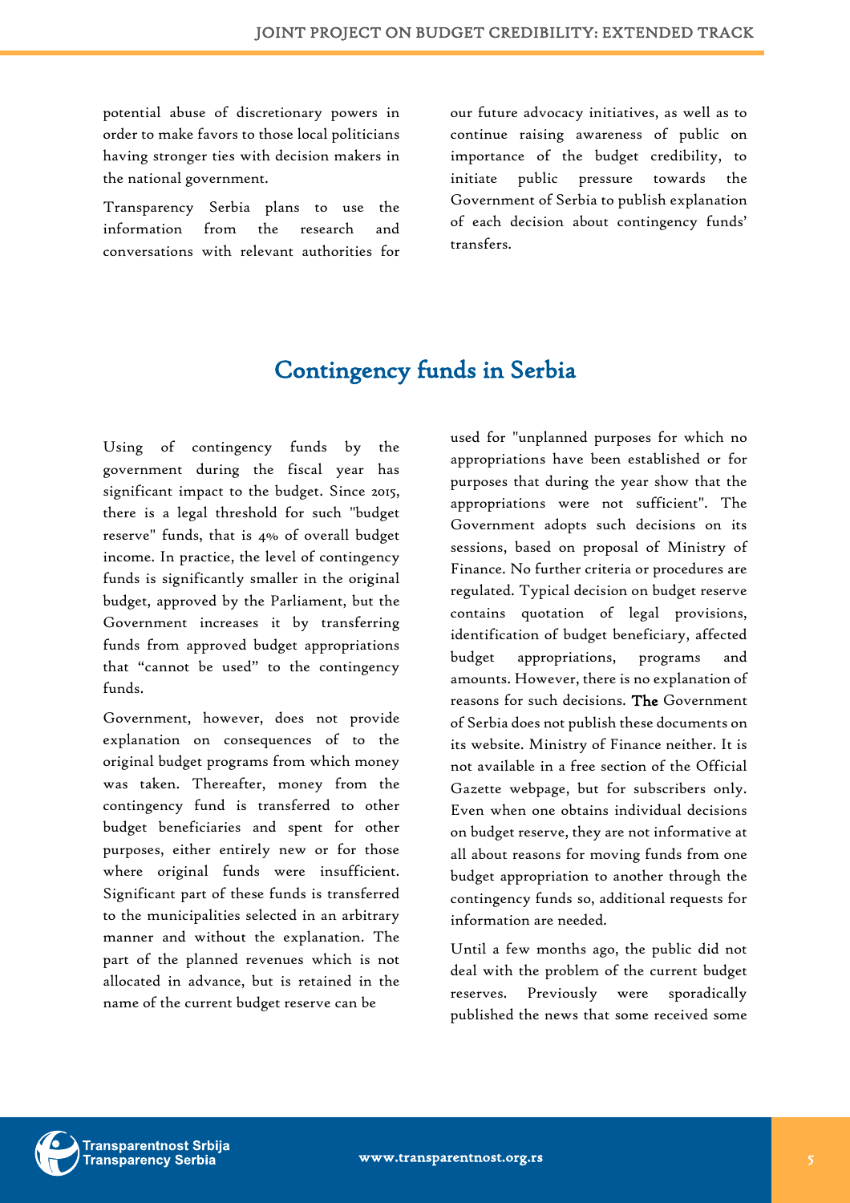potential abuse of discretionary powers in order to make favors to those local politicians having stronger ties with decision makers in the national government.

Transparency Serbia plans to use the information from the research and conversations with relevant authorities for our future advocacy initiatives, as well as to continue raising awareness of public on importance of the budget credibility, to initiate public pressure towards the Government of Serbia to publish explanation of each decision about contingency funds' transfers.

## Contingency funds in Serbia

Using of contingency funds by the government during the fiscal year has significant impact to the budget. Since 2015, there is a legal threshold for such "budget reserve" funds, that is 4% of overall budget income. In practice, the level of contingency funds is significantly smaller in the original budget, approved by the Parliament, but the Government increases it by transferring funds from approved budget appropriations that "cannot be used" to the contingency funds.

Government, however, does not provide explanation on consequences of to the original budget programs from which money was taken. Thereafter, money from the contingency fund is transferred to other budget beneficiaries and spent for other purposes, either entirely new or for those where original funds were insufficient. Significant part of these funds is transferred to the municipalities selected in an arbitrary manner and without the explanation. The part of the planned revenues which is not allocated in advance, but is retained in the name of the current budget reserve can be used for "unplanned purposes for which no appropriations have been established or for purposes that during the year show that the appropriations were not sufficient". The Government adopts such decisions on its sessions, based on proposal of Ministry of Finance. No further criteria or procedures are regulated. Typical decision on budget reserve contains quotation of legal provisions, identification of budget beneficiary, affected budget appropriations, programs and amounts. However, there is no explanation of reasons for such decisions. The Government of Serbia does not publish these documents on its website. Ministry of Finance neither. It is not available in a free section of the Official Gazette webpage, but for subscribers only. Even when one obtains individual decisions on budget reserve, they are not informative at all about reasons for moving funds from one budget appropriation to another through the contingency funds so, additional requests for information are needed.

Until a few months ago, the public did not deal with the problem of the current budget reserves. Previously were sporadically published the news that some received some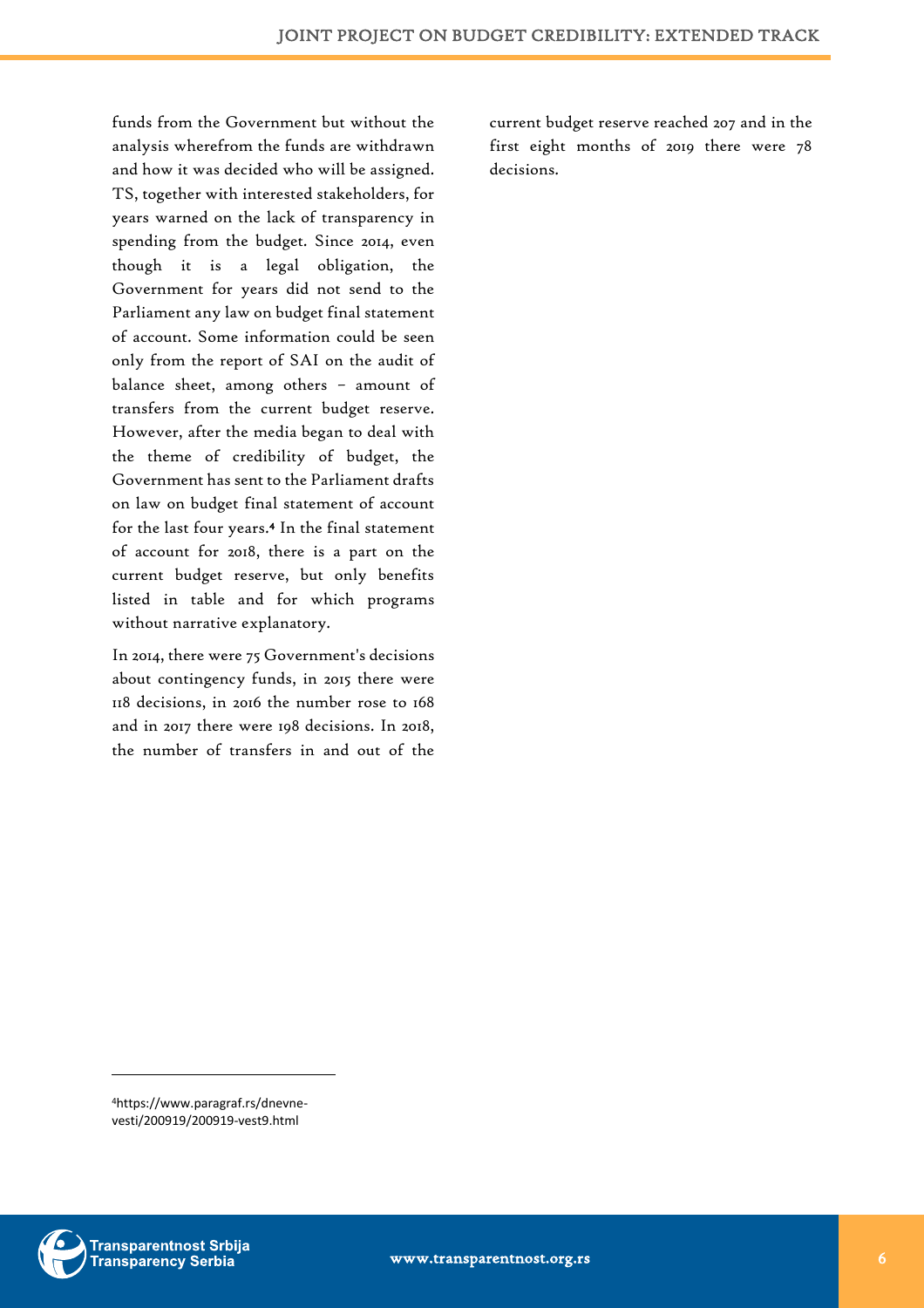funds from the Government but without the analysis wherefrom the funds are withdrawn and how it was decided who will be assigned. TS, together with interested stakeholders, for years warned on the lack of transparency in spending from the budget. Since 2014, even though it is a legal obligation, the Government for years did not send to the Parliament any law on budget final statement of account. Some information could be seen only from the report of SAI on the audit of balance sheet, among others – amount of transfers from the current budget reserve. However, after the media began to deal with the theme of credibility of budget, the Government has sent to the Parliament drafts on law on budget final statement of account for the last four years.[4] In the final statement of account for 2018, there is a part on the current budget reserve, but only benefits listed in table and for which programs without narrative explanatory.

In 2014, there were 75 Government's decisions about contingency funds, in 2015 there were 118 decisions, in 2016 the number rose to 168 and in 2017 there were 198 decisions. In 2018, the number of transfers in and out of the current budget reserve reached 207 and in the first eight months of 2019 there were 78 decisions.

---

[4] https://www.paragraf.rs/dnevne-vesti/200919/200919-vest9.html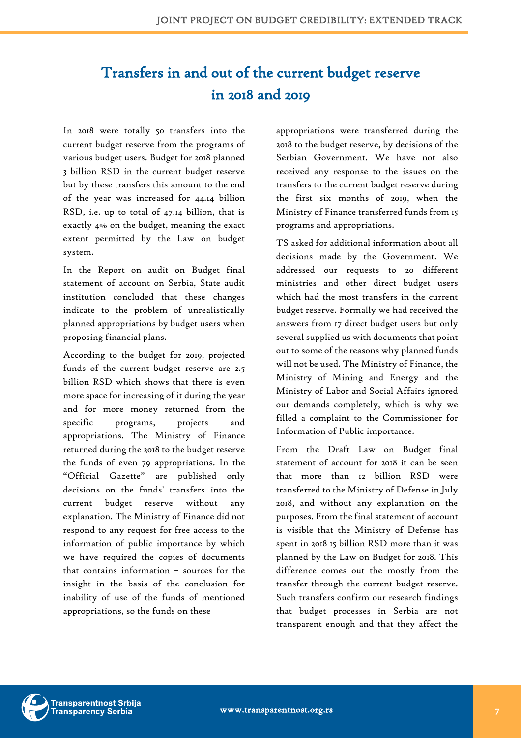# Transfers in and out of the current budget reserve in 2018 and 2019

In 2018 were totally 50 transfers into the current budget reserve from the programs of various budget users. Budget for 2018 planned 3 billion RSD in the current budget reserve but by these transfers this amount to the end of the year was increased for 44.14 billion RSD, i.e. up to total of 47.14 billion, that is exactly 4% on the budget, meaning the exact extent permitted by the Law on budget system.

In the Report on audit on Budget final statement of account on Serbia, State audit institution concluded that these changes indicate to the problem of unrealistically planned appropriations by budget users when proposing financial plans.

According to the budget for 2019, projected funds of the current budget reserve are 2.5 billion RSD which shows that there is even more space for increasing of it during the year and for more money returned from the specific programs, projects and appropriations. The Ministry of Finance returned during the 2018 to the budget reserve the funds of even 79 appropriations. In the "Official Gazette" are published only decisions on the funds' transfers into the current budget reserve without any explanation. The Ministry of Finance did not respond to any request for free access to the information of public importance by which we have required the copies of documents that contains information – sources for the insight in the basis of the conclusion for inability of use of the funds of mentioned appropriations, so the funds on these appropriations were transferred during the 2018 to the budget reserve, by decisions of the Serbian Government. We have not also received any response to the issues on the transfers to the current budget reserve during the first six months of 2019, when the Ministry of Finance transferred funds from 15 programs and appropriations.

TS asked for additional information about all decisions made by the Government. We addressed our requests to 20 different ministries and other direct budget users which had the most transfers in the current budget reserve. Formally we had received the answers from 17 direct budget users but only several supplied us with documents that point out to some of the reasons why planned funds will not be used. The Ministry of Finance, the Ministry of Mining and Energy and the Ministry of Labor and Social Affairs ignored our demands completely, which is why we filled a complaint to the Commissioner for Information of Public importance.

From the Draft Law on Budget final statement of account for 2018 it can be seen that more than 12 billion RSD were transferred to the Ministry of Defense in July 2018, and without any explanation on the purposes. From the final statement of account is visible that the Ministry of Defense has spent in 2018 15 billion RSD more than it was planned by the Law on Budget for 2018. This difference comes out the mostly from the transfer through the current budget reserve. Such transfers confirm our research findings that budget processes in Serbia are not transparent enough and that they affect the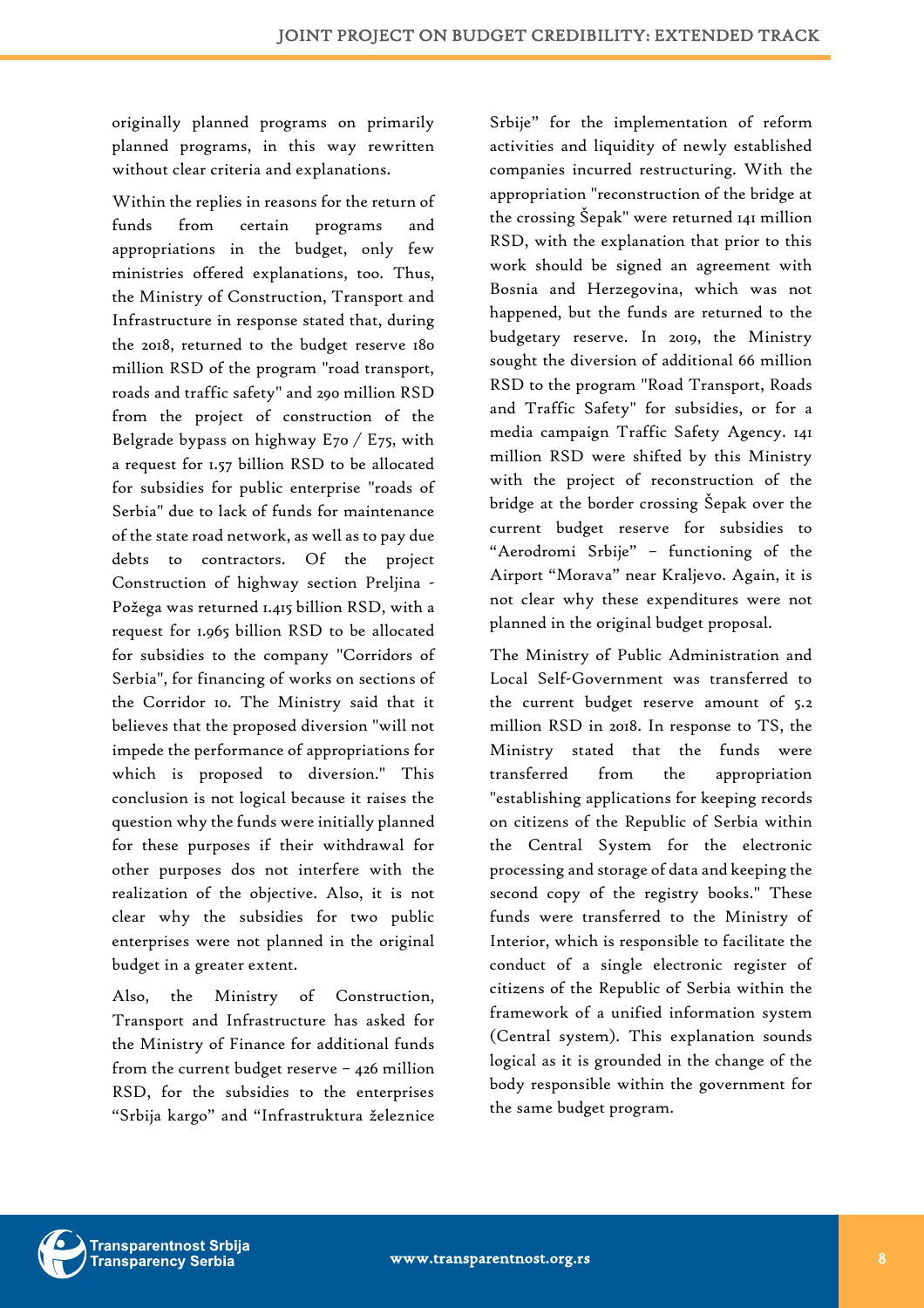originally planned programs on primarily planned programs, in this way rewritten without clear criteria and explanations.

Within the replies in reasons for the return of funds from certain programs and appropriations in the budget, only few ministries offered explanations, too. Thus, the Ministry of Construction, Transport and Infrastructure in response stated that, during the 2018, returned to the budget reserve 180 million RSD of the program "road transport, roads and traffic safety" and 290 million RSD from the project of construction of the Belgrade bypass on highway E70 / E75, with a request for 1.57 billion RSD to be allocated for subsidies for public enterprise "roads of Serbia" due to lack of funds for maintenance of the state road network, as well as to pay due debts to contractors. Of the project Construction of highway section Preljina - Požega was returned 1.415 billion RSD, with a request for 1.965 billion RSD to be allocated for subsidies to the company "Corridors of Serbia", for financing of works on sections of the Corridor 10. The Ministry said that it believes that the proposed diversion "will not impede the performance of appropriations for which is proposed to diversion." This conclusion is not logical because it raises the question why the funds were initially planned for these purposes if their withdrawal for other purposes dos not interfere with the realization of the objective. Also, it is not clear why the subsidies for two public enterprises were not planned in the original budget in a greater extent.

Also, the Ministry of Construction, Transport and Infrastructure has asked for the Ministry of Finance for additional funds from the current budget reserve – 426 million RSD, for the subsidies to the enterprises "Srbija kargo" and "Infrastruktura železnice Srbije" for the implementation of reform activities and liquidity of newly established companies incurred restructuring. With the appropriation "reconstruction of the bridge at the crossing Šepak" were returned 141 million RSD, with the explanation that prior to this work should be signed an agreement with Bosnia and Herzegovina, which was not happened, but the funds are returned to the budgetary reserve. In 2019, the Ministry sought the diversion of additional 66 million RSD to the program "Road Transport, Roads and Traffic Safety" for subsidies, or for a media campaign Traffic Safety Agency. 141 million RSD were shifted by this Ministry with the project of reconstruction of the bridge at the border crossing Šepak over the current budget reserve for subsidies to "Aerodromi Srbije" – functioning of the Airport "Morava" near Kraljevo. Again, it is not clear why these expenditures were not planned in the original budget proposal.

The Ministry of Public Administration and Local Self-Government was transferred to the current budget reserve amount of 5.2 million RSD in 2018. In response to TS, the Ministry stated that the funds were transferred from the appropriation "establishing applications for keeping records on citizens of the Republic of Serbia within the Central System for the electronic processing and storage of data and keeping the second copy of the registry books." These funds were transferred to the Ministry of Interior, which is responsible to facilitate the conduct of a single electronic register of citizens of the Republic of Serbia within the framework of a unified information system (Central system). This explanation sounds logical as it is grounded in the change of the body responsible within the government for the same budget program.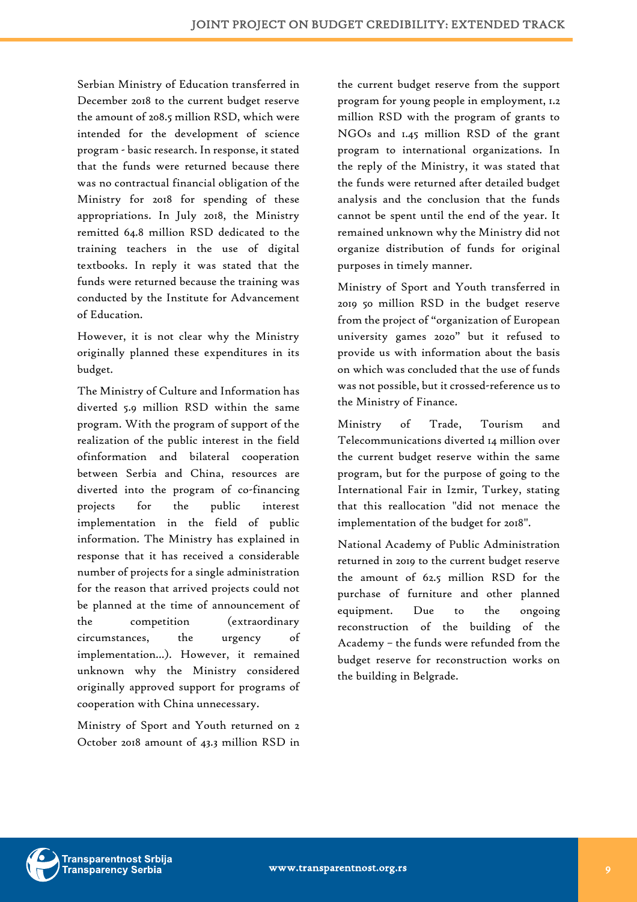Serbian Ministry of Education transferred in December 2018 to the current budget reserve the amount of 208.5 million RSD, which were intended for the development of science program - basic research. In response, it stated that the funds were returned because there was no contractual financial obligation of the Ministry for 2018 for spending of these appropriations. In July 2018, the Ministry remitted 64.8 million RSD dedicated to the training teachers in the use of digital textbooks. In reply it was stated that the funds were returned because the training was conducted by the Institute for Advancement of Education.

However, it is not clear why the Ministry originally planned these expenditures in its budget.

The Ministry of Culture and Information has diverted 5.9 million RSD within the same program. With the program of support of the realization of the public interest in the field ofinformation and bilateral cooperation between Serbia and China, resources are diverted into the program of co-financing projects for the public interest implementation in the field of public information. The Ministry has explained in response that it has received a considerable number of projects for a single administration for the reason that arrived projects could not be planned at the time of announcement of the competition (extraordinary circumstances, the urgency of implementation...). However, it remained unknown why the Ministry considered originally approved support for programs of cooperation with China unnecessary.

Ministry of Sport and Youth returned on 2 October 2018 amount of 43.3 million RSD in the current budget reserve from the support program for young people in employment, 1.2 million RSD with the program of grants to NGOs and 1.45 million RSD of the grant program to international organizations. In the reply of the Ministry, it was stated that the funds were returned after detailed budget analysis and the conclusion that the funds cannot be spent until the end of the year. It remained unknown why the Ministry did not organize distribution of funds for original purposes in timely manner.

Ministry of Sport and Youth transferred in 2019 50 million RSD in the budget reserve from the project of "organization of European university games 2020" but it refused to provide us with information about the basis on which was concluded that the use of funds was not possible, but it crossed-reference us to the Ministry of Finance.

Ministry of Trade, Tourism and Telecommunications diverted 14 million over the current budget reserve within the same program, but for the purpose of going to the International Fair in Izmir, Turkey, stating that this reallocation "did not menace the implementation of the budget for 2018".

National Academy of Public Administration returned in 2019 to the current budget reserve the amount of 62.5 million RSD for the purchase of furniture and other planned equipment. Due to the ongoing reconstruction of the building of the Academy – the funds were refunded from the budget reserve for reconstruction works on the building in Belgrade.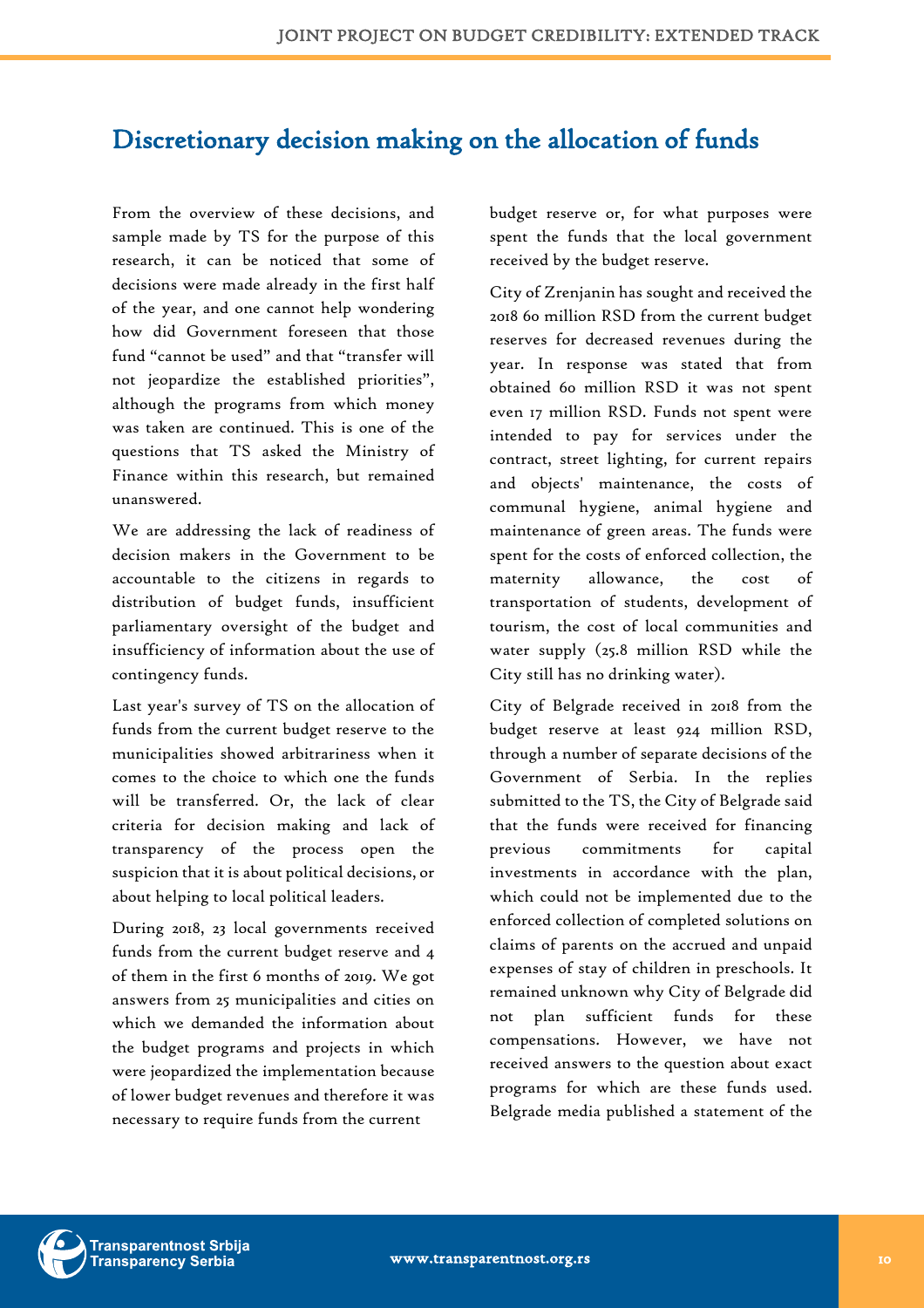## Discretionary decision making on the allocation of funds

From the overview of these decisions, and sample made by TS for the purpose of this research, it can be noticed that some of decisions were made already in the first half of the year, and one cannot help wondering how did Government foreseen that those fund "cannot be used" and that "transfer will not jeopardize the established priorities", although the programs from which money was taken are continued. This is one of the questions that TS asked the Ministry of Finance within this research, but remained unanswered.

We are addressing the lack of readiness of decision makers in the Government to be accountable to the citizens in regards to distribution of budget funds, insufficient parliamentary oversight of the budget and insufficiency of information about the use of contingency funds.

Last year's survey of TS on the allocation of funds from the current budget reserve to the municipalities showed arbitrariness when it comes to the choice to which one the funds will be transferred. Or, the lack of clear criteria for decision making and lack of transparency of the process open the suspicion that it is about political decisions, or about helping to local political leaders.

During 2018, 23 local governments received funds from the current budget reserve and 4 of them in the first 6 months of 2019. We got answers from 25 municipalities and cities on which we demanded the information about the budget programs and projects in which were jeopardized the implementation because of lower budget revenues and therefore it was necessary to require funds from the current budget reserve or, for what purposes were spent the funds that the local government received by the budget reserve.

City of Zrenjanin has sought and received the 2018 60 million RSD from the current budget reserves for decreased revenues during the year. In response was stated that from obtained 60 million RSD it was not spent even 17 million RSD. Funds not spent were intended to pay for services under the contract, street lighting, for current repairs and objects' maintenance, the costs of communal hygiene, animal hygiene and maintenance of green areas. The funds were spent for the costs of enforced collection, the maternity allowance, the cost of transportation of students, development of tourism, the cost of local communities and water supply (25.8 million RSD while the City still has no drinking water).

City of Belgrade received in 2018 from the budget reserve at least 924 million RSD, through a number of separate decisions of the Government of Serbia. In the replies submitted to the TS, the City of Belgrade said that the funds were received for financing previous commitments for capital investments in accordance with the plan, which could not be implemented due to the enforced collection of completed solutions on claims of parents on the accrued and unpaid expenses of stay of children in preschools. It remained unknown why City of Belgrade did not plan sufficient funds for these compensations. However, we have not received answers to the question about exact programs for which are these funds used. Belgrade media published a statement of the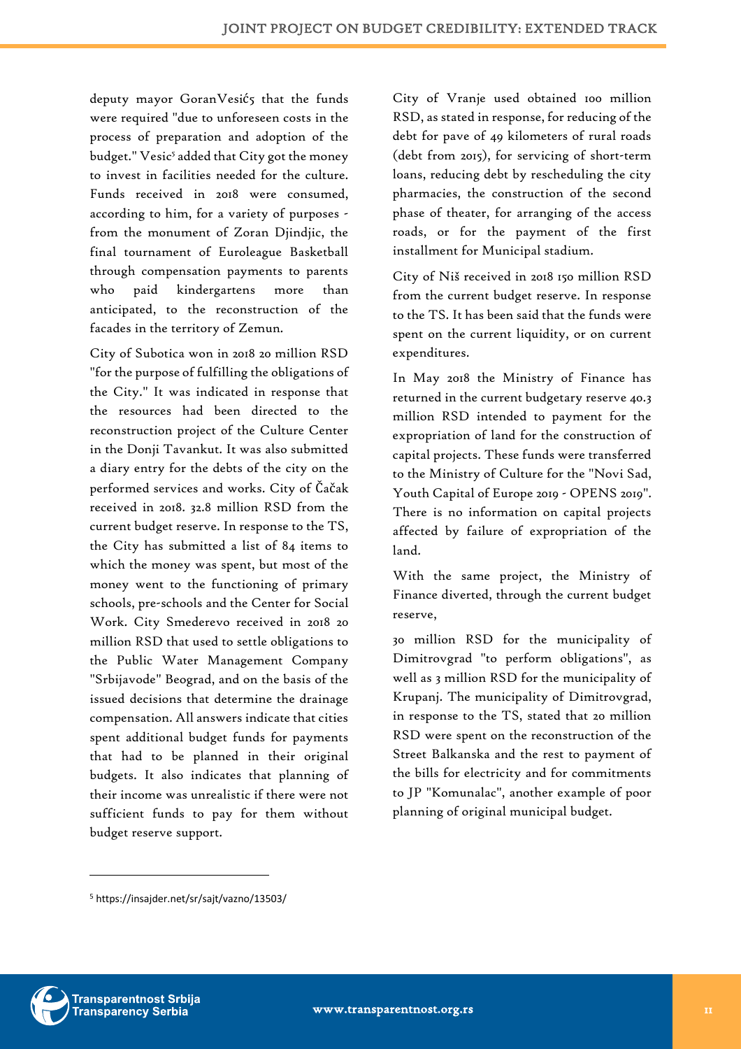deputy mayor GoranVesić5 that the funds were required "due to unforeseen costs in the process of preparation and adoption of the budget." Vesic[5] added that City got the money to invest in facilities needed for the culture. Funds received in 2018 were consumed, according to him, for a variety of purposes - from the monument of Zoran Djindjic, the final tournament of Euroleague Basketball through compensation payments to parents who paid kindergartens more than anticipated, to the reconstruction of the facades in the territory of Zemun.

City of Subotica won in 2018 20 million RSD "for the purpose of fulfilling the obligations of the City." It was indicated in response that the resources had been directed to the reconstruction project of the Culture Center in the Donji Tavankut. It was also submitted a diary entry for the debts of the city on the performed services and works. City of Čačak received in 2018. 32.8 million RSD from the current budget reserve. In response to the TS, the City has submitted a list of 84 items to which the money was spent, but most of the money went to the functioning of primary schools, pre-schools and the Center for Social Work. City Smederevo received in 2018 20 million RSD that used to settle obligations to the Public Water Management Company "Srbijavode" Beograd, and on the basis of the issued decisions that determine the drainage compensation. All answers indicate that cities spent additional budget funds for payments that had to be planned in their original budgets. It also indicates that planning of their income was unrealistic if there were not sufficient funds to pay for them without budget reserve support.

City of Vranje used obtained 100 million RSD, as stated in response, for reducing of the debt for pave of 49 kilometers of rural roads (debt from 2015), for servicing of short-term loans, reducing debt by rescheduling the city pharmacies, the construction of the second phase of theater, for arranging of the access roads, or for the payment of the first installment for Municipal stadium.

City of Niš received in 2018 150 million RSD from the current budget reserve. In response to the TS. It has been said that the funds were spent on the current liquidity, or on current expenditures.

In May 2018 the Ministry of Finance has returned in the current budgetary reserve 40.3 million RSD intended to payment for the expropriation of land for the construction of capital projects. These funds were transferred to the Ministry of Culture for the "Novi Sad, Youth Capital of Europe 2019 - OPENS 2019". There is no information on capital projects affected by failure of expropriation of the land.

With the same project, the Ministry of Finance diverted, through the current budget reserve,

30 million RSD for the municipality of Dimitrovgrad "to perform obligations", as well as 3 million RSD for the municipality of Krupanj. The municipality of Dimitrovgrad, in response to the TS, stated that 20 million RSD were spent on the reconstruction of the Street Balkanska and the rest to payment of the bills for electricity and for commitments to JP "Komunalac", another example of poor planning of original municipal budget.

[5] https://insajder.net/sr/sajt/vazno/13503/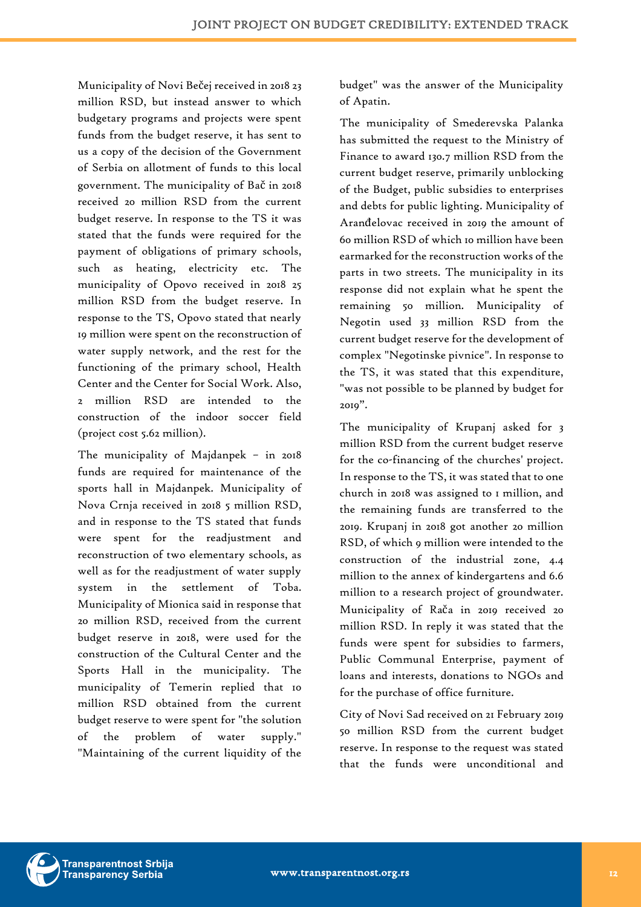Municipality of Novi Bečej received in 2018 23 million RSD, but instead answer to which budgetary programs and projects were spent funds from the budget reserve, it has sent to us a copy of the decision of the Government of Serbia on allotment of funds to this local government. The municipality of Bač in 2018 received 20 million RSD from the current budget reserve. In response to the TS it was stated that the funds were required for the payment of obligations of primary schools, such as heating, electricity etc. The municipality of Opovo received in 2018 25 million RSD from the budget reserve. In response to the TS, Opovo stated that nearly 19 million were spent on the reconstruction of water supply network, and the rest for the functioning of the primary school, Health Center and the Center for Social Work. Also, 2 million RSD are intended to the construction of the indoor soccer field (project cost 5.62 million).

The municipality of Majdanpek – in 2018 funds are required for maintenance of the sports hall in Majdanpek. Municipality of Nova Crnja received in 2018 5 million RSD, and in response to the TS stated that funds were spent for the readjustment and reconstruction of two elementary schools, as well as for the readjustment of water supply system in the settlement of Toba. Municipality of Mionica said in response that 20 million RSD, received from the current budget reserve in 2018, were used for the construction of the Cultural Center and the Sports Hall in the municipality. The municipality of Temerin replied that 10 million RSD obtained from the current budget reserve to were spent for "the solution of the problem of water supply." "Maintaining of the current liquidity of the budget" was the answer of the Municipality of Apatin.

The municipality of Smederevska Palanka has submitted the request to the Ministry of Finance to award 130.7 million RSD from the current budget reserve, primarily unblocking of the Budget, public subsidies to enterprises and debts for public lighting. Municipality of Aranđelovac received in 2019 the amount of 60 million RSD of which 10 million have been earmarked for the reconstruction works of the parts in two streets. The municipality in its response did not explain what he spent the remaining 50 million. Municipality of Negotin used 33 million RSD from the current budget reserve for the development of complex "Negotinske pivnice". In response to the TS, it was stated that this expenditure, "was not possible to be planned by budget for 2019".

The municipality of Krupanj asked for 3 million RSD from the current budget reserve for the co-financing of the churches' project. In response to the TS, it was stated that to one church in 2018 was assigned to 1 million, and the remaining funds are transferred to the 2019. Krupanj in 2018 got another 20 million RSD, of which 9 million were intended to the construction of the industrial zone, 4.4 million to the annex of kindergartens and 6.6 million to a research project of groundwater. Municipality of Rača in 2019 received 20 million RSD. In reply it was stated that the funds were spent for subsidies to farmers, Public Communal Enterprise, payment of loans and interests, donations to NGOs and for the purchase of office furniture.

City of Novi Sad received on 21 February 2019 50 million RSD from the current budget reserve. In response to the request was stated that the funds were unconditional and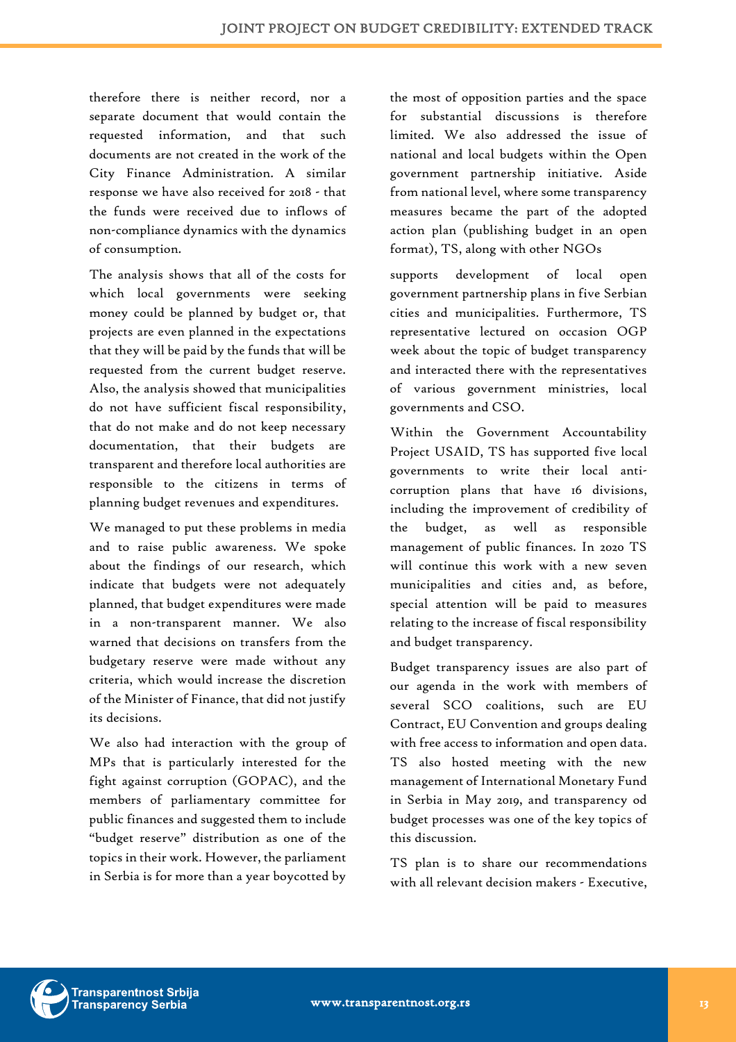therefore there is neither record, nor a separate document that would contain the requested information, and that such documents are not created in the work of the City Finance Administration. A similar response we have also received for 2018 - that the funds were received due to inflows of non-compliance dynamics with the dynamics of consumption.

The analysis shows that all of the costs for which local governments were seeking money could be planned by budget or, that projects are even planned in the expectations that they will be paid by the funds that will be requested from the current budget reserve. Also, the analysis showed that municipalities do not have sufficient fiscal responsibility, that do not make and do not keep necessary documentation, that their budgets are transparent and therefore local authorities are responsible to the citizens in terms of planning budget revenues and expenditures.

We managed to put these problems in media and to raise public awareness. We spoke about the findings of our research, which indicate that budgets were not adequately planned, that budget expenditures were made in a non-transparent manner. We also warned that decisions on transfers from the budgetary reserve were made without any criteria, which would increase the discretion of the Minister of Finance, that did not justify its decisions.

We also had interaction with the group of MPs that is particularly interested for the fight against corruption (GOPAC), and the members of parliamentary committee for public finances and suggested them to include "budget reserve" distribution as one of the topics in their work. However, the parliament in Serbia is for more than a year boycotted by the most of opposition parties and the space for substantial discussions is therefore limited. We also addressed the issue of national and local budgets within the Open government partnership initiative. Aside from national level, where some transparency measures became the part of the adopted action plan (publishing budget in an open format), TS, along with other NGOs

supports development of local open government partnership plans in five Serbian cities and municipalities. Furthermore, TS representative lectured on occasion OGP week about the topic of budget transparency and interacted there with the representatives of various government ministries, local governments and CSO.

Within the Government Accountability Project USAID, TS has supported five local governments to write their local anti-corruption plans that have 16 divisions, including the improvement of credibility of the budget, as well as responsible management of public finances. In 2020 TS will continue this work with a new seven municipalities and cities and, as before, special attention will be paid to measures relating to the increase of fiscal responsibility and budget transparency.

Budget transparency issues are also part of our agenda in the work with members of several SCO coalitions, such are EU Contract, EU Convention and groups dealing with free access to information and open data. TS also hosted meeting with the new management of International Monetary Fund in Serbia in May 2019, and transparency od budget processes was one of the key topics of this discussion.

TS plan is to share our recommendations with all relevant decision makers - Executive,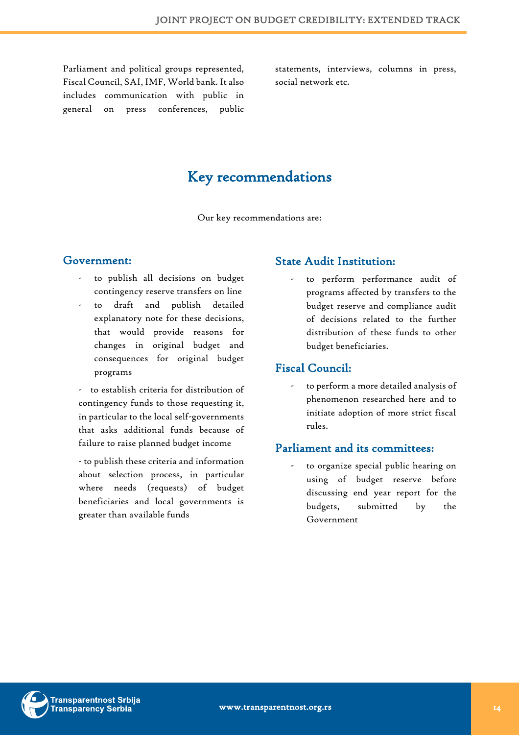Parliament and political groups represented, Fiscal Council, SAI, IMF, World bank. It also includes communication with public in general on press conferences, public statements, interviews, columns in press, social network etc.

## Key recommendations

Our key recommendations are:

### Government:

- to publish all decisions on budget contingency reserve transfers on line
- to draft and publish detailed explanatory note for these decisions, that would provide reasons for changes in original budget and consequences for original budget programs
- to establish criteria for distribution of contingency funds to those requesting it, in particular to the local self-governments that asks additional funds because of failure to raise planned budget income
- to publish these criteria and information about selection process, in particular where needs (requests) of budget beneficiaries and local governments is greater than available funds

### State Audit Institution:

- to perform performance audit of programs affected by transfers to the budget reserve and compliance audit of decisions related to the further distribution of these funds to other budget beneficiaries.

### Fiscal Council:

- to perform a more detailed analysis of phenomenon researched here and to initiate adoption of more strict fiscal rules.

### Parliament and its committees:

- to organize special public hearing on using of budget reserve before discussing end year report for the budgets, submitted by the Government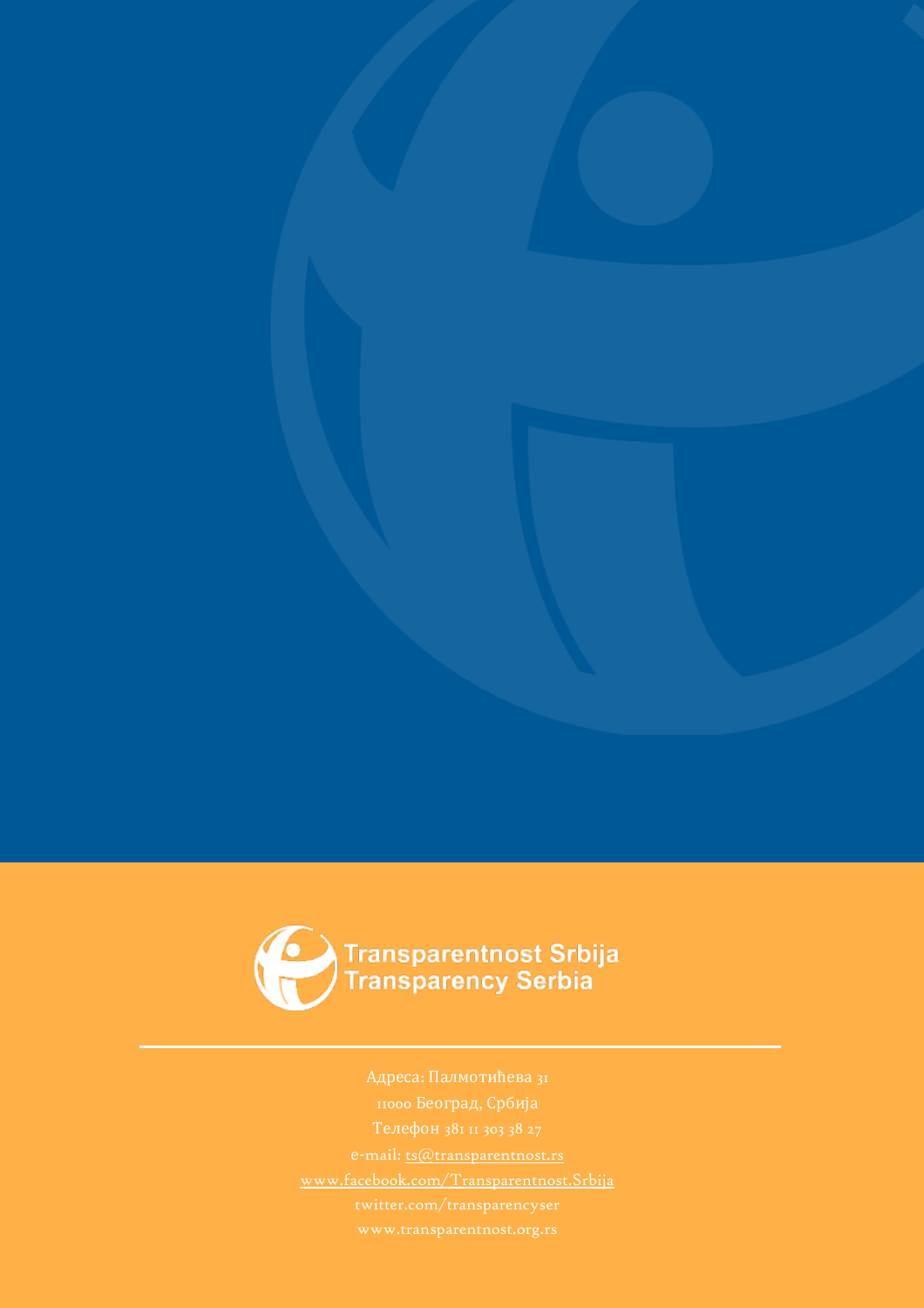Transparentnost Srbija
Transparency Serbia

Адреса: Палмотићева 31
11000 Београд, Србија
Телефон 381 11 303 38 27
e-mail: ts@transparentnost.rs
www.facebook.com/Transparentnost.Srbija
twitter.com/transparencyser
www.transparentnost.org.rs